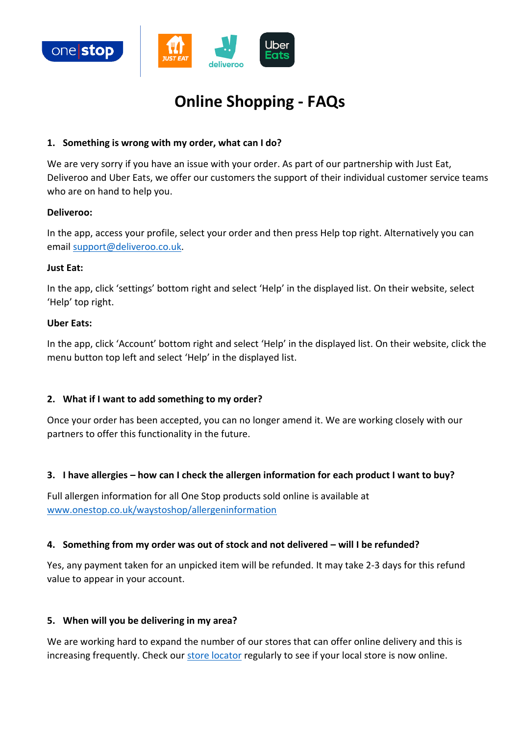# Online Shopping - FAQs

## 1. Something is wrong with my order, what can I do?

We are very sorry if you have an issue with your order. As part of our partnership with Just Eat, Deliveroo and Uber Eats, we offer our customers the support of their individual customer service teams who are on hand to help you.

**Deliveroo:**

In the app, access your profile, select your order and then press Help top right. Alternatively you can email [support@deliveroo.co.uk](mailto:support@deliveroo.co.uk).

**Just Eat:**

In the app, click 'settings' bottom right and select 'Help' in the displayed list. On their website, select 'Help' top right.

**Uber Eats:**

In the app, click 'Account' bottom right and select 'Help' in the displayed list. On their website, click the menu button top left and select 'Help' in the displayed list.

## 2. What if I want to add something to my order?

Once your order has been accepted, you can no longer amend it. We are working closely with our partners to offer this functionality in the future.

## 3. I have allergies – how can I check the allergen information for each product I want to buy?

Full allergen information for all One Stop products sold online is available at [www.onestop.co.uk/waystoshop/allergeninformation](http://www.onestop.co.uk/waystoshop/allergeninformation)

## 4. Something from my order was out of stock and not delivered – will I be refunded?

Yes, any payment taken for an unpicked item will be refunded. It may take 2-3 days for this refund value to appear in your account.

## 5. When will you be delivering in my area?

We are working hard to expand the number of our stores that can offer online delivery and this is increasing frequently. Check our store locator regularly to see if your local store is now online.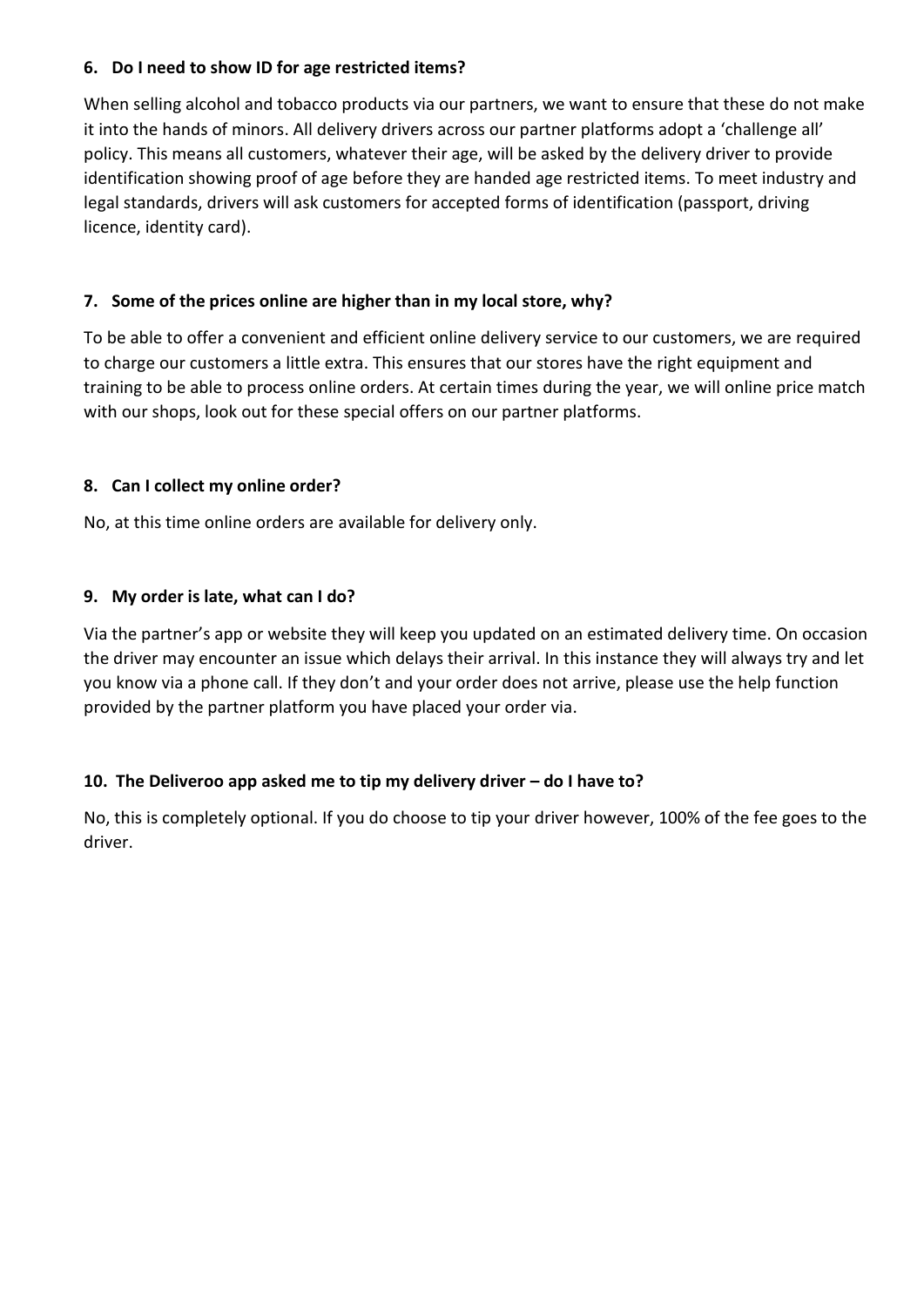**6. Do I need to show ID for age restricted items?**

When selling alcohol and tobacco products via our partners, we want to ensure that these do not make it into the hands of minors. All delivery drivers across our partner platforms adopt a 'challenge all' policy. This means all customers, whatever their age, will be asked by the delivery driver to provide identification showing proof of age before they are handed age restricted items. To meet industry and legal standards, drivers will ask customers for accepted forms of identification (passport, driving licence, identity card).

**7. Some of the prices online are higher than in my local store, why?**

To be able to offer a convenient and efficient online delivery service to our customers, we are required to charge our customers a little extra. This ensures that our stores have the right equipment and training to be able to process online orders. At certain times during the year, we will online price match with our shops, look out for these special offers on our partner platforms.

**8. Can I collect my online order?**

No, at this time online orders are available for delivery only.

**9. My order is late, what can I do?**

Via the partner's app or website they will keep you updated on an estimated delivery time. On occasion the driver may encounter an issue which delays their arrival. In this instance they will always try and let you know via a phone call. If they don't and your order does not arrive, please use the help function provided by the partner platform you have placed your order via.

**10. The Deliveroo app asked me to tip my delivery driver – do I have to?**

No, this is completely optional. If you do choose to tip your driver however, 100% of the fee goes to the driver.